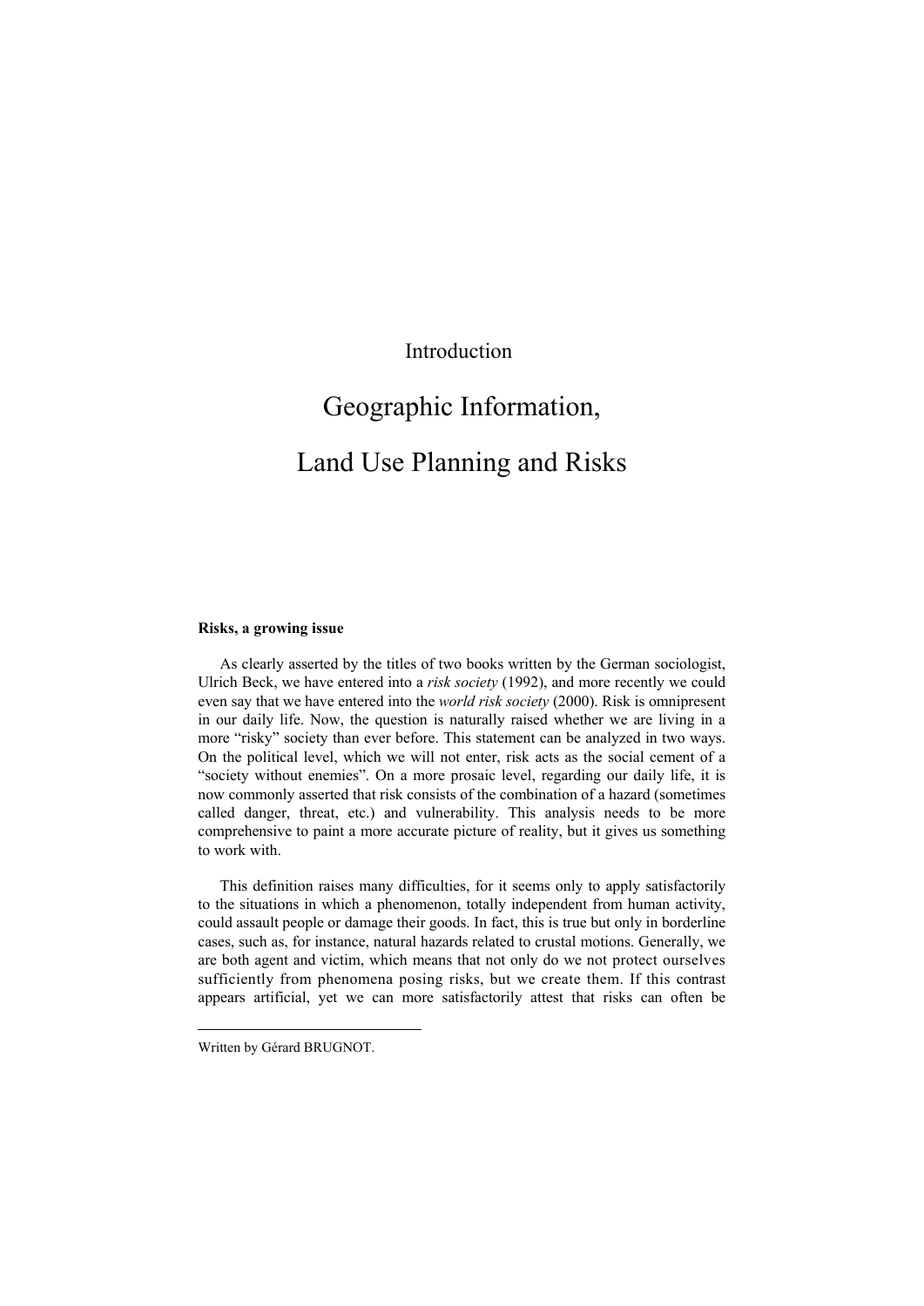Introduction

# Geographic Information, Land Use Planning and Risks

**Risks, a growing issue**

As clearly asserted by the titles of two books written by the German sociologist, Ulrich Beck, we have entered into a *risk society* (1992), and more recently we could even say that we have entered into the *world risk society* (2000). Risk is omnipresent in our daily life. Now, the question is naturally raised whether we are living in a more "risky" society than ever before. This statement can be analyzed in two ways. On the political level, which we will not enter, risk acts as the social cement of a "society without enemies". On a more prosaic level, regarding our daily life, it is now commonly asserted that risk consists of the combination of a hazard (sometimes called danger, threat, etc.) and vulnerability. This analysis needs to be more comprehensive to paint a more accurate picture of reality, but it gives us something to work with.

This definition raises many difficulties, for it seems only to apply satisfactorily to the situations in which a phenomenon, totally independent from human activity, could assault people or damage their goods. In fact, this is true but only in borderline cases, such as, for instance, natural hazards related to crustal motions. Generally, we are both agent and victim, which means that not only do we not protect ourselves sufficiently from phenomena posing risks, but we create them. If this contrast appears artificial, yet we can more satisfactorily attest that risks can often be

---

Written by Gérard BRUGNOT.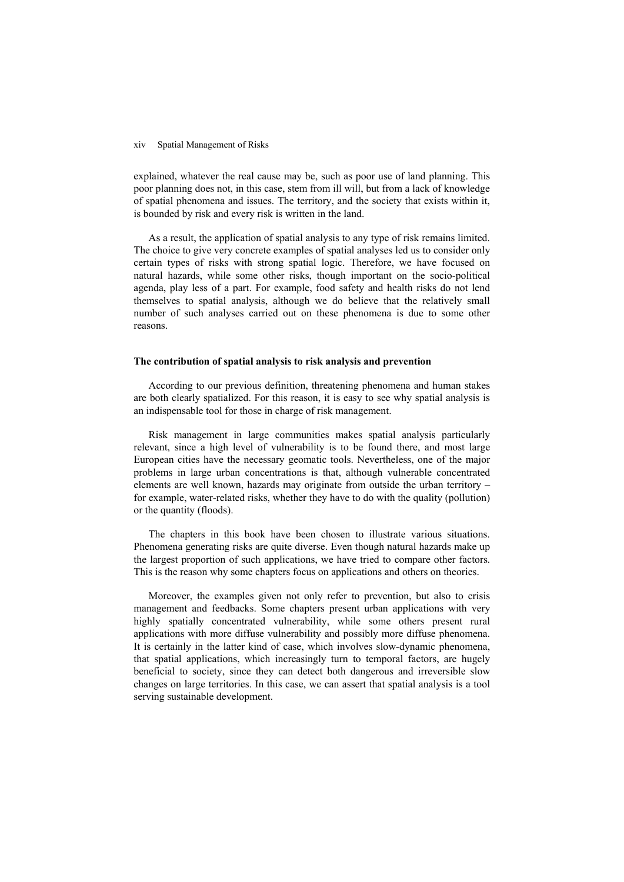explained, whatever the real cause may be, such as poor use of land planning. This poor planning does not, in this case, stem from ill will, but from a lack of knowledge of spatial phenomena and issues. The territory, and the society that exists within it, is bounded by risk and every risk is written in the land.

As a result, the application of spatial analysis to any type of risk remains limited. The choice to give very concrete examples of spatial analyses led us to consider only certain types of risks with strong spatial logic. Therefore, we have focused on natural hazards, while some other risks, though important on the socio-political agenda, play less of a part. For example, food safety and health risks do not lend themselves to spatial analysis, although we do believe that the relatively small number of such analyses carried out on these phenomena is due to some other reasons.

**The contribution of spatial analysis to risk analysis and prevention**

According to our previous definition, threatening phenomena and human stakes are both clearly spatialized. For this reason, it is easy to see why spatial analysis is an indispensable tool for those in charge of risk management.

Risk management in large communities makes spatial analysis particularly relevant, since a high level of vulnerability is to be found there, and most large European cities have the necessary geomatic tools. Nevertheless, one of the major problems in large urban concentrations is that, although vulnerable concentrated elements are well known, hazards may originate from outside the urban territory – for example, water-related risks, whether they have to do with the quality (pollution) or the quantity (floods).

The chapters in this book have been chosen to illustrate various situations. Phenomena generating risks are quite diverse. Even though natural hazards make up the largest proportion of such applications, we have tried to compare other factors. This is the reason why some chapters focus on applications and others on theories.

Moreover, the examples given not only refer to prevention, but also to crisis management and feedbacks. Some chapters present urban applications with very highly spatially concentrated vulnerability, while some others present rural applications with more diffuse vulnerability and possibly more diffuse phenomena. It is certainly in the latter kind of case, which involves slow-dynamic phenomena, that spatial applications, which increasingly turn to temporal factors, are hugely beneficial to society, since they can detect both dangerous and irreversible slow changes on large territories. In this case, we can assert that spatial analysis is a tool serving sustainable development.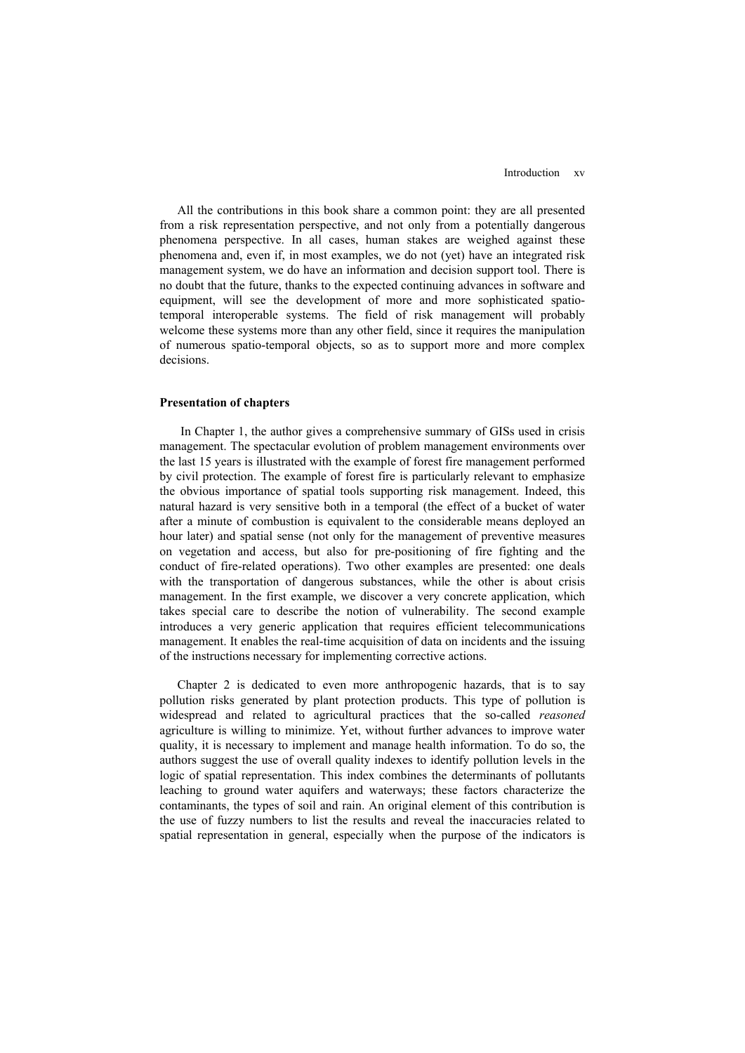All the contributions in this book share a common point: they are all presented from a risk representation perspective, and not only from a potentially dangerous phenomena perspective. In all cases, human stakes are weighed against these phenomena and, even if, in most examples, we do not (yet) have an integrated risk management system, we do have an information and decision support tool. There is no doubt that the future, thanks to the expected continuing advances in software and equipment, will see the development of more and more sophisticated spatio-temporal interoperable systems. The field of risk management will probably welcome these systems more than any other field, since it requires the manipulation of numerous spatio-temporal objects, so as to support more and more complex decisions.

**Presentation of chapters**

In Chapter 1, the author gives a comprehensive summary of GISs used in crisis management. The spectacular evolution of problem management environments over the last 15 years is illustrated with the example of forest fire management performed by civil protection. The example of forest fire is particularly relevant to emphasize the obvious importance of spatial tools supporting risk management. Indeed, this natural hazard is very sensitive both in a temporal (the effect of a bucket of water after a minute of combustion is equivalent to the considerable means deployed an hour later) and spatial sense (not only for the management of preventive measures on vegetation and access, but also for pre-positioning of fire fighting and the conduct of fire-related operations). Two other examples are presented: one deals with the transportation of dangerous substances, while the other is about crisis management. In the first example, we discover a very concrete application, which takes special care to describe the notion of vulnerability. The second example introduces a very generic application that requires efficient telecommunications management. It enables the real-time acquisition of data on incidents and the issuing of the instructions necessary for implementing corrective actions.

Chapter 2 is dedicated to even more anthropogenic hazards, that is to say pollution risks generated by plant protection products. This type of pollution is widespread and related to agricultural practices that the so-called *reasoned* agriculture is willing to minimize. Yet, without further advances to improve water quality, it is necessary to implement and manage health information. To do so, the authors suggest the use of overall quality indexes to identify pollution levels in the logic of spatial representation. This index combines the determinants of pollutants leaching to ground water aquifers and waterways; these factors characterize the contaminants, the types of soil and rain. An original element of this contribution is the use of fuzzy numbers to list the results and reveal the inaccuracies related to spatial representation in general, especially when the purpose of the indicators is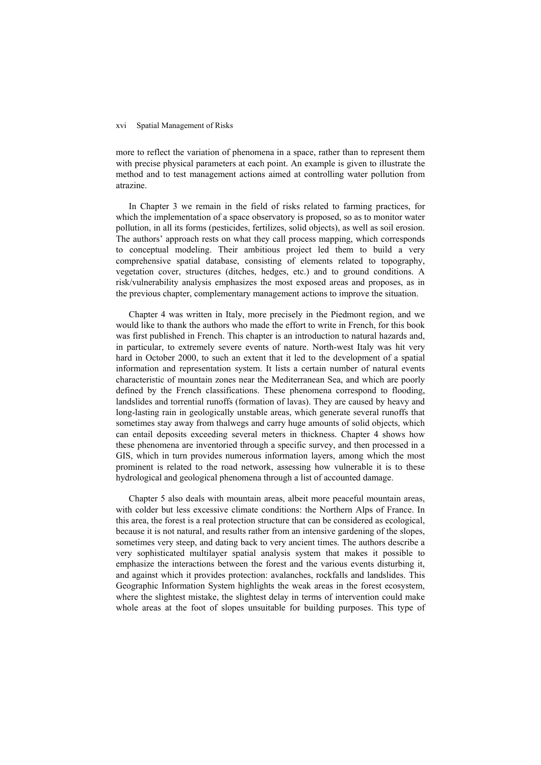more to reflect the variation of phenomena in a space, rather than to represent them with precise physical parameters at each point. An example is given to illustrate the method and to test management actions aimed at controlling water pollution from atrazine.

In Chapter 3 we remain in the field of risks related to farming practices, for which the implementation of a space observatory is proposed, so as to monitor water pollution, in all its forms (pesticides, fertilizes, solid objects), as well as soil erosion. The authors' approach rests on what they call process mapping, which corresponds to conceptual modeling. Their ambitious project led them to build a very comprehensive spatial database, consisting of elements related to topography, vegetation cover, structures (ditches, hedges, etc.) and to ground conditions. A risk/vulnerability analysis emphasizes the most exposed areas and proposes, as in the previous chapter, complementary management actions to improve the situation.

Chapter 4 was written in Italy, more precisely in the Piedmont region, and we would like to thank the authors who made the effort to write in French, for this book was first published in French. This chapter is an introduction to natural hazards and, in particular, to extremely severe events of nature. North-west Italy was hit very hard in October 2000, to such an extent that it led to the development of a spatial information and representation system. It lists a certain number of natural events characteristic of mountain zones near the Mediterranean Sea, and which are poorly defined by the French classifications. These phenomena correspond to flooding, landslides and torrential runoffs (formation of lavas). They are caused by heavy and long-lasting rain in geologically unstable areas, which generate several runoffs that sometimes stay away from thalwegs and carry huge amounts of solid objects, which can entail deposits exceeding several meters in thickness. Chapter 4 shows how these phenomena are inventoried through a specific survey, and then processed in a GIS, which in turn provides numerous information layers, among which the most prominent is related to the road network, assessing how vulnerable it is to these hydrological and geological phenomena through a list of accounted damage.

Chapter 5 also deals with mountain areas, albeit more peaceful mountain areas, with colder but less excessive climate conditions: the Northern Alps of France. In this area, the forest is a real protection structure that can be considered as ecological, because it is not natural, and results rather from an intensive gardening of the slopes, sometimes very steep, and dating back to very ancient times. The authors describe a very sophisticated multilayer spatial analysis system that makes it possible to emphasize the interactions between the forest and the various events disturbing it, and against which it provides protection: avalanches, rockfalls and landslides. This Geographic Information System highlights the weak areas in the forest ecosystem, where the slightest mistake, the slightest delay in terms of intervention could make whole areas at the foot of slopes unsuitable for building purposes. This type of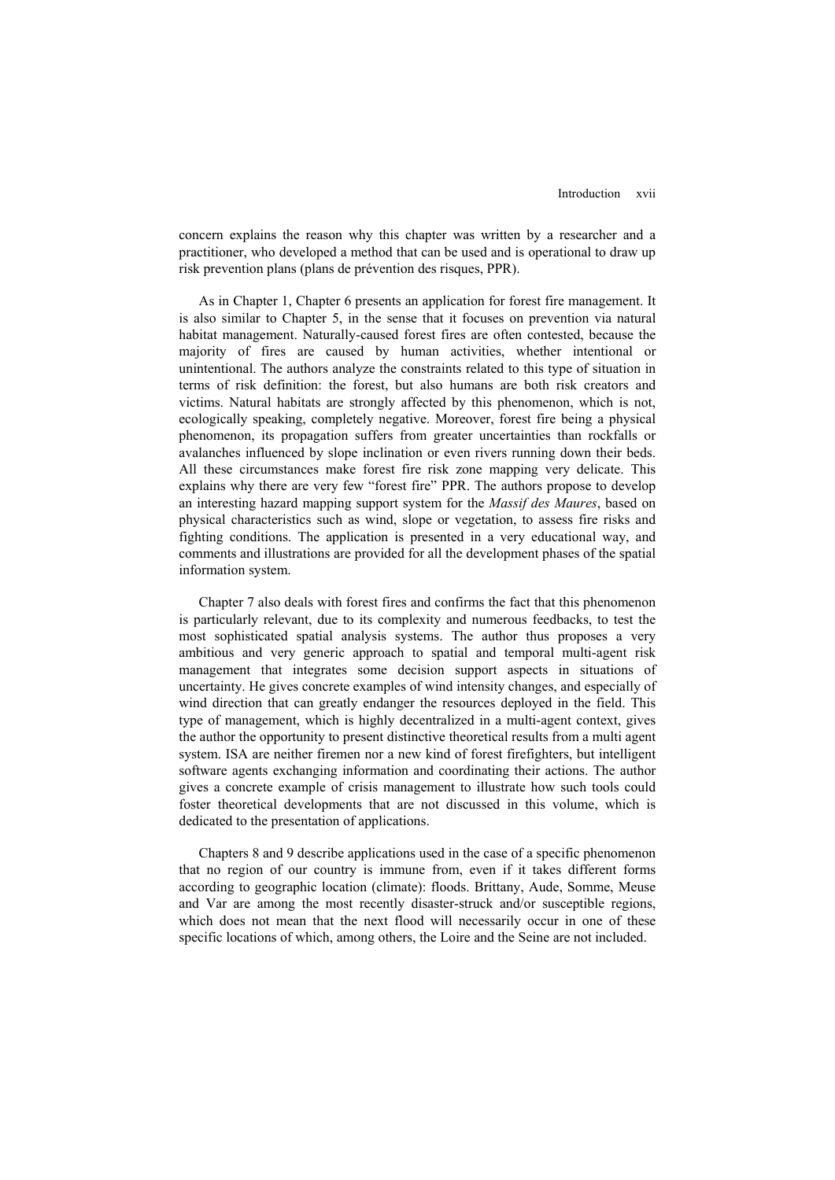concern explains the reason why this chapter was written by a researcher and a practitioner, who developed a method that can be used and is operational to draw up risk prevention plans (plans de prévention des risques, PPR).

As in Chapter 1, Chapter 6 presents an application for forest fire management. It is also similar to Chapter 5, in the sense that it focuses on prevention via natural habitat management. Naturally-caused forest fires are often contested, because the majority of fires are caused by human activities, whether intentional or unintentional. The authors analyze the constraints related to this type of situation in terms of risk definition: the forest, but also humans are both risk creators and victims. Natural habitats are strongly affected by this phenomenon, which is not, ecologically speaking, completely negative. Moreover, forest fire being a physical phenomenon, its propagation suffers from greater uncertainties than rockfalls or avalanches influenced by slope inclination or even rivers running down their beds. All these circumstances make forest fire risk zone mapping very delicate. This explains why there are very few "forest fire" PPR. The authors propose to develop an interesting hazard mapping support system for the *Massif des Maures*, based on physical characteristics such as wind, slope or vegetation, to assess fire risks and fighting conditions. The application is presented in a very educational way, and comments and illustrations are provided for all the development phases of the spatial information system.

Chapter 7 also deals with forest fires and confirms the fact that this phenomenon is particularly relevant, due to its complexity and numerous feedbacks, to test the most sophisticated spatial analysis systems. The author thus proposes a very ambitious and very generic approach to spatial and temporal multi-agent risk management that integrates some decision support aspects in situations of uncertainty. He gives concrete examples of wind intensity changes, and especially of wind direction that can greatly endanger the resources deployed in the field. This type of management, which is highly decentralized in a multi-agent context, gives the author the opportunity to present distinctive theoretical results from a multi agent system. ISA are neither firemen nor a new kind of forest firefighters, but intelligent software agents exchanging information and coordinating their actions. The author gives a concrete example of crisis management to illustrate how such tools could foster theoretical developments that are not discussed in this volume, which is dedicated to the presentation of applications.

Chapters 8 and 9 describe applications used in the case of a specific phenomenon that no region of our country is immune from, even if it takes different forms according to geographic location (climate): floods. Brittany, Aude, Somme, Meuse and Var are among the most recently disaster-struck and/or susceptible regions, which does not mean that the next flood will necessarily occur in one of these specific locations of which, among others, the Loire and the Seine are not included.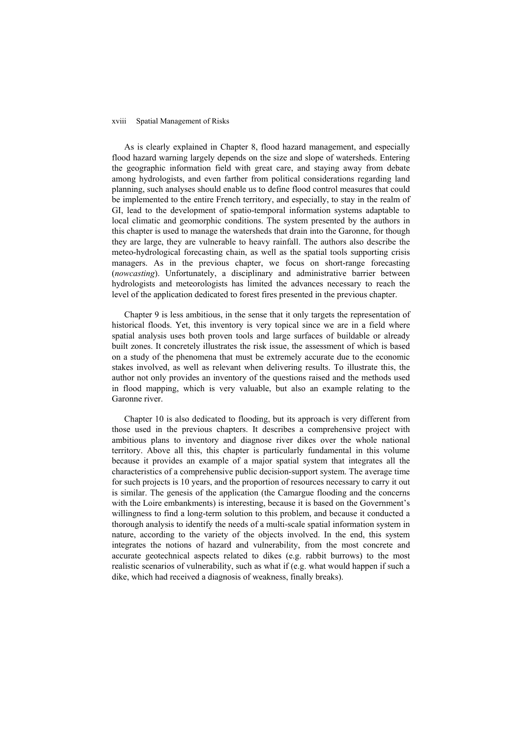As is clearly explained in Chapter 8, flood hazard management, and especially flood hazard warning largely depends on the size and slope of watersheds. Entering the geographic information field with great care, and staying away from debate among hydrologists, and even farther from political considerations regarding land planning, such analyses should enable us to define flood control measures that could be implemented to the entire French territory, and especially, to stay in the realm of GI, lead to the development of spatio-temporal information systems adaptable to local climatic and geomorphic conditions. The system presented by the authors in this chapter is used to manage the watersheds that drain into the Garonne, for though they are large, they are vulnerable to heavy rainfall. The authors also describe the meteo-hydrological forecasting chain, as well as the spatial tools supporting crisis managers. As in the previous chapter, we focus on short-range forecasting (*nowcasting*). Unfortunately, a disciplinary and administrative barrier between hydrologists and meteorologists has limited the advances necessary to reach the level of the application dedicated to forest fires presented in the previous chapter.

Chapter 9 is less ambitious, in the sense that it only targets the representation of historical floods. Yet, this inventory is very topical since we are in a field where spatial analysis uses both proven tools and large surfaces of buildable or already built zones. It concretely illustrates the risk issue, the assessment of which is based on a study of the phenomena that must be extremely accurate due to the economic stakes involved, as well as relevant when delivering results. To illustrate this, the author not only provides an inventory of the questions raised and the methods used in flood mapping, which is very valuable, but also an example relating to the Garonne river.

Chapter 10 is also dedicated to flooding, but its approach is very different from those used in the previous chapters. It describes a comprehensive project with ambitious plans to inventory and diagnose river dikes over the whole national territory. Above all this, this chapter is particularly fundamental in this volume because it provides an example of a major spatial system that integrates all the characteristics of a comprehensive public decision-support system. The average time for such projects is 10 years, and the proportion of resources necessary to carry it out is similar. The genesis of the application (the Camargue flooding and the concerns with the Loire embankments) is interesting, because it is based on the Government's willingness to find a long-term solution to this problem, and because it conducted a thorough analysis to identify the needs of a multi-scale spatial information system in nature, according to the variety of the objects involved. In the end, this system integrates the notions of hazard and vulnerability, from the most concrete and accurate geotechnical aspects related to dikes (e.g. rabbit burrows) to the most realistic scenarios of vulnerability, such as what if (e.g. what would happen if such a dike, which had received a diagnosis of weakness, finally breaks).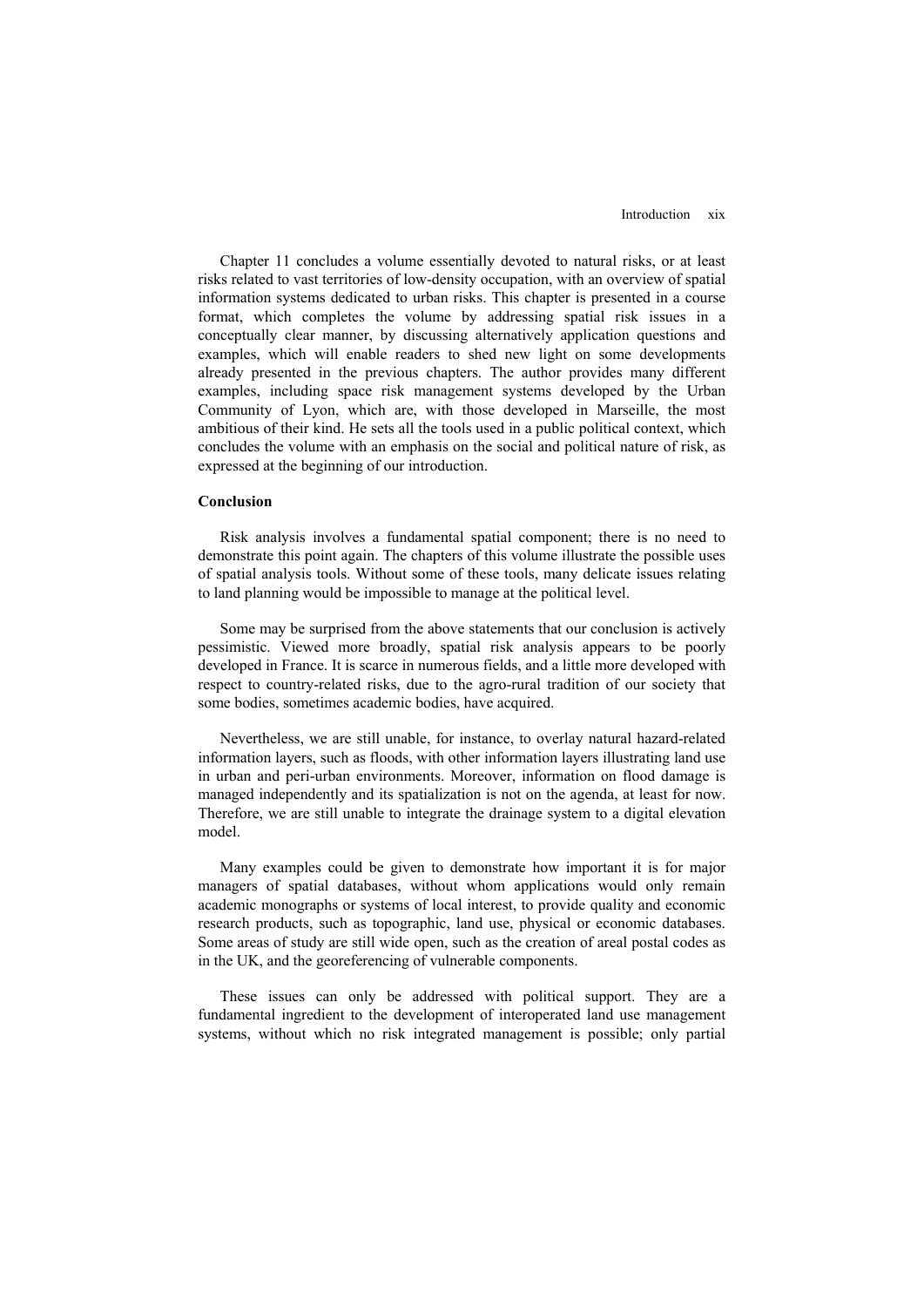Chapter 11 concludes a volume essentially devoted to natural risks, or at least risks related to vast territories of low-density occupation, with an overview of spatial information systems dedicated to urban risks. This chapter is presented in a course format, which completes the volume by addressing spatial risk issues in a conceptually clear manner, by discussing alternatively application questions and examples, which will enable readers to shed new light on some developments already presented in the previous chapters. The author provides many different examples, including space risk management systems developed by the Urban Community of Lyon, which are, with those developed in Marseille, the most ambitious of their kind. He sets all the tools used in a public political context, which concludes the volume with an emphasis on the social and political nature of risk, as expressed at the beginning of our introduction.

**Conclusion**

Risk analysis involves a fundamental spatial component; there is no need to demonstrate this point again. The chapters of this volume illustrate the possible uses of spatial analysis tools. Without some of these tools, many delicate issues relating to land planning would be impossible to manage at the political level.

Some may be surprised from the above statements that our conclusion is actively pessimistic. Viewed more broadly, spatial risk analysis appears to be poorly developed in France. It is scarce in numerous fields, and a little more developed with respect to country-related risks, due to the agro-rural tradition of our society that some bodies, sometimes academic bodies, have acquired.

Nevertheless, we are still unable, for instance, to overlay natural hazard-related information layers, such as floods, with other information layers illustrating land use in urban and peri-urban environments. Moreover, information on flood damage is managed independently and its spatialization is not on the agenda, at least for now. Therefore, we are still unable to integrate the drainage system to a digital elevation model.

Many examples could be given to demonstrate how important it is for major managers of spatial databases, without whom applications would only remain academic monographs or systems of local interest, to provide quality and economic research products, such as topographic, land use, physical or economic databases. Some areas of study are still wide open, such as the creation of areal postal codes as in the UK, and the georeferencing of vulnerable components.

These issues can only be addressed with political support. They are a fundamental ingredient to the development of interoperated land use management systems, without which no risk integrated management is possible; only partial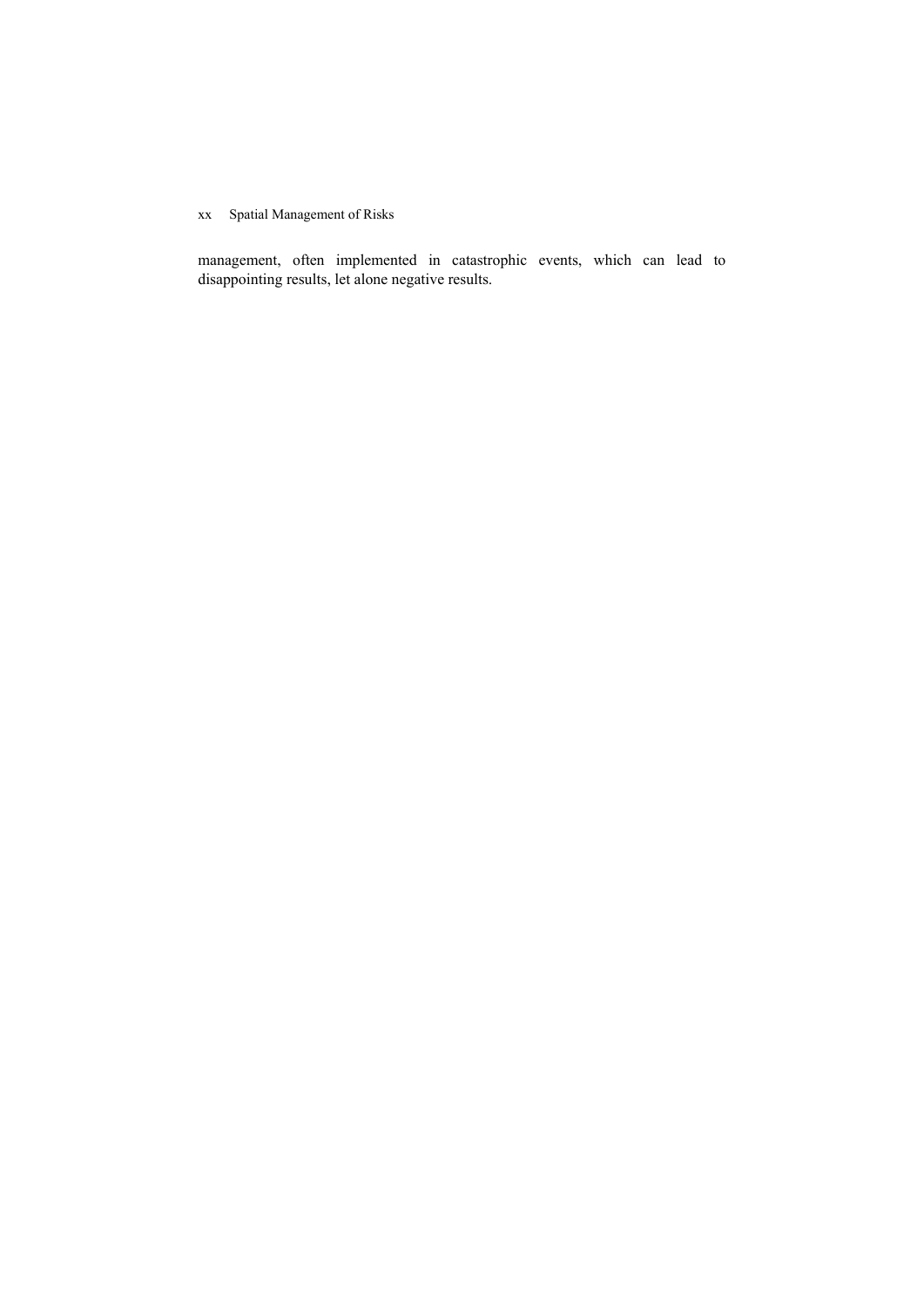management, often implemented in catastrophic events, which can lead to disappointing results, let alone negative results.